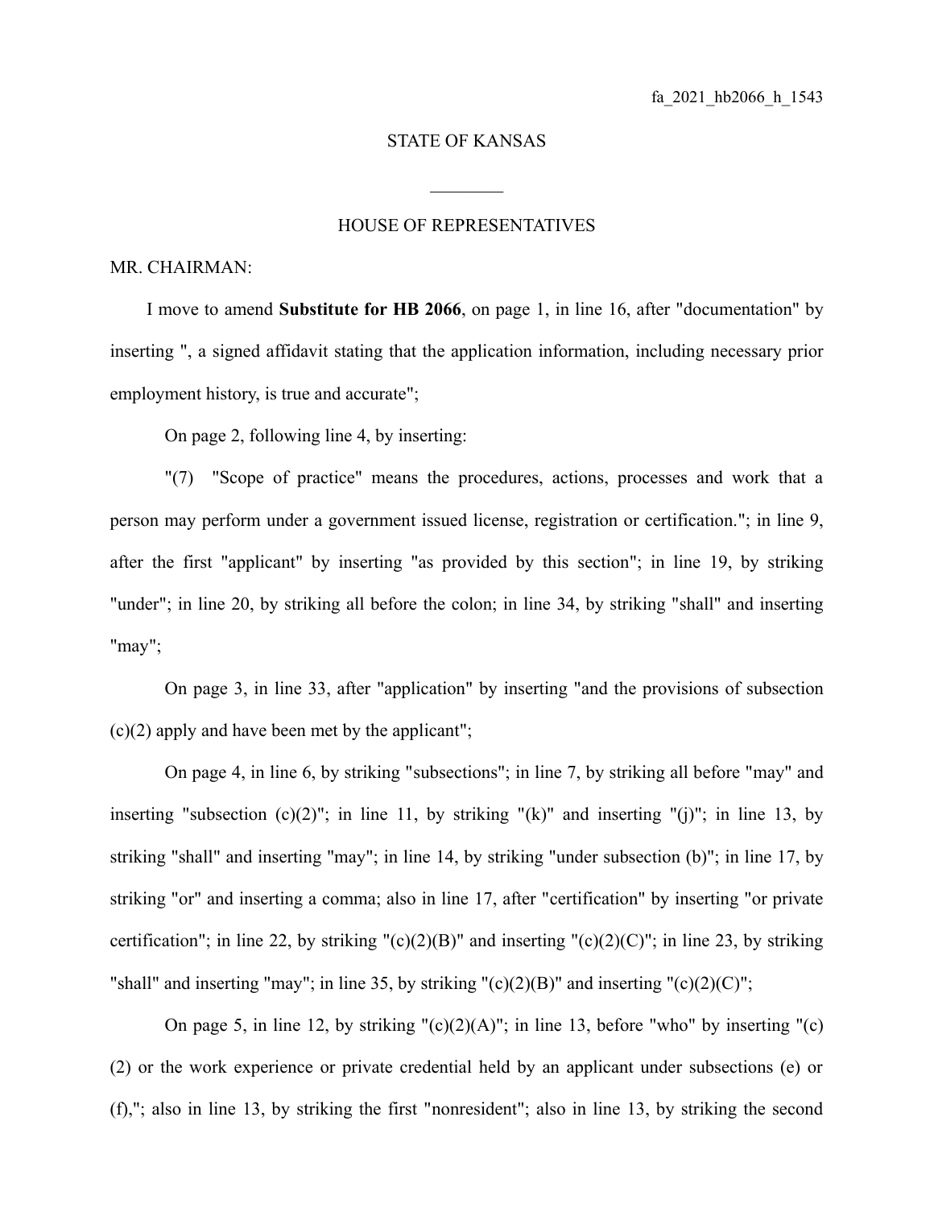STATE OF KANSAS

________

HOUSE OF REPRESENTATIVES

MR. CHAIRMAN:

I move to amend **Substitute for HB 2066**, on page 1, in line 16, after "documentation" by inserting ", a signed affidavit stating that the application information, including necessary prior employment history, is true and accurate";

On page 2, following line 4, by inserting:

"(7) "Scope of practice" means the procedures, actions, processes and work that a person may perform under a government issued license, registration or certification."; in line 9, after the first "applicant" by inserting "as provided by this section"; in line 19, by striking "under"; in line 20, by striking all before the colon; in line 34, by striking "shall" and inserting "may";

On page 3, in line 33, after "application" by inserting "and the provisions of subsection (c)(2) apply and have been met by the applicant";

On page 4, in line 6, by striking "subsections"; in line 7, by striking all before "may" and inserting "subsection (c)(2)"; in line 11, by striking "(k)" and inserting "(j)"; in line 13, by striking "shall" and inserting "may"; in line 14, by striking "under subsection (b)"; in line 17, by striking "or" and inserting a comma; also in line 17, after "certification" by inserting "or private certification"; in line 22, by striking "(c)(2)(B)" and inserting "(c)(2)(C)"; in line 23, by striking "shall" and inserting "may"; in line 35, by striking "(c)(2)(B)" and inserting "(c)(2)(C)";

On page 5, in line 12, by striking "(c)(2)(A)"; in line 13, before "who" by inserting "(c)(2) or the work experience or private credential held by an applicant under subsections (e) or (f),"; also in line 13, by striking the first "nonresident"; also in line 13, by striking the second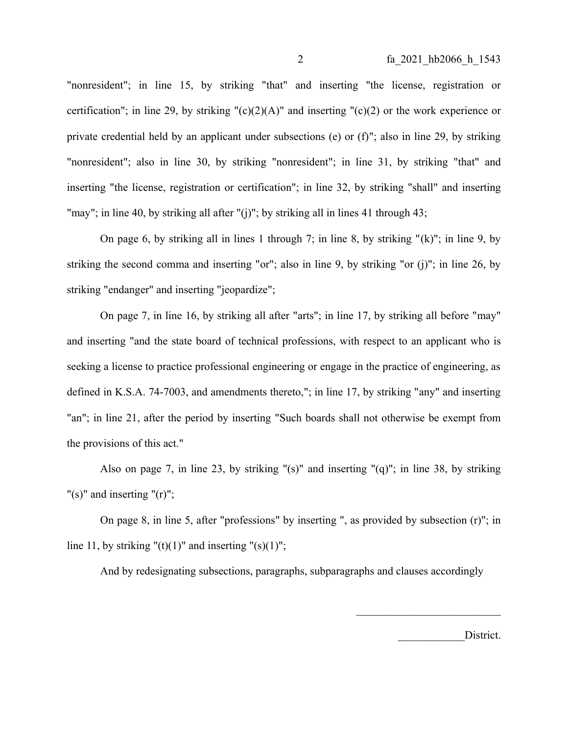"nonresident"; in line 15, by striking "that" and inserting "the license, registration or certification"; in line 29, by striking "(c)(2)(A)" and inserting "(c)(2) or the work experience or private credential held by an applicant under subsections (e) or (f)"; also in line 29, by striking "nonresident"; also in line 30, by striking "nonresident"; in line 31, by striking "that" and inserting "the license, registration or certification"; in line 32, by striking "shall" and inserting "may"; in line 40, by striking all after "(j)"; by striking all in lines 41 through 43;

On page 6, by striking all in lines 1 through 7; in line 8, by striking "(k)"; in line 9, by striking the second comma and inserting "or"; also in line 9, by striking "or (j)"; in line 26, by striking "endanger" and inserting "jeopardize";

On page 7, in line 16, by striking all after "arts"; in line 17, by striking all before "may" and inserting "and the state board of technical professions, with respect to an applicant who is seeking a license to practice professional engineering or engage in the practice of engineering, as defined in K.S.A. 74-7003, and amendments thereto,"; in line 17, by striking "any" and inserting "an"; in line 21, after the period by inserting "Such boards shall not otherwise be exempt from the provisions of this act."

Also on page 7, in line 23, by striking "(s)" and inserting "(q)"; in line 38, by striking "(s)" and inserting "(r)";

On page 8, in line 5, after "professions" by inserting ", as provided by subsection (r)"; in line 11, by striking "(t)(1)" and inserting "(s)(1)";

And by redesignating subsections, paragraphs, subparagraphs and clauses accordingly

\_\_\_\_\_\_\_\_\_\_\_\_\_\_\_\_\_\_\_\_\_\_\_\_\_\_

\_\_\_\_\_\_\_\_\_\_\_\_District.